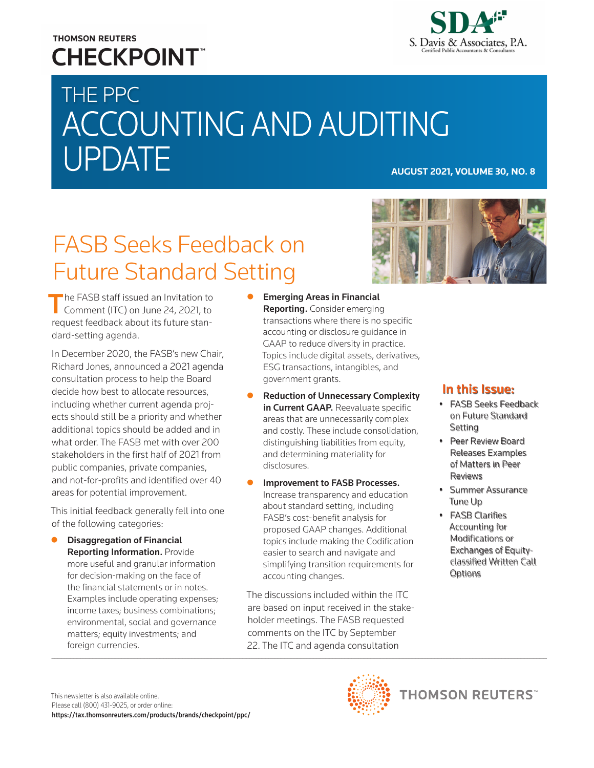THOMSON REUTERS
CHECKPOINT™

S. Davis & Associates, P.A.
Certified Public Accountants & Consultants

# THE PPC ACCOUNTING AND AUDITING UPDATE

**AUGUST 2021, VOLUME 30, NO. 8**

## FASB Seeks Feedback on Future Standard Setting

The FASB staff issued an Invitation to Comment (ITC) on June 24, 2021, to request feedback about its future standard-setting agenda.

In December 2020, the FASB's new Chair, Richard Jones, announced a 2021 agenda consultation process to help the Board decide how best to allocate resources, including whether current agenda projects should still be a priority and whether additional topics should be added and in what order. The FASB met with over 200 stakeholders in the first half of 2021 from public companies, private companies, and not-for-profits and identified over 40 areas for potential improvement.

This initial feedback generally fell into one of the following categories:

- **Disaggregation of Financial Reporting Information.** Provide more useful and granular information for decision-making on the face of the financial statements or in notes. Examples include operating expenses; income taxes; business combinations; environmental, social and governance matters; equity investments; and foreign currencies.
- **Emerging Areas in Financial Reporting.** Consider emerging transactions where there is no specific accounting or disclosure guidance in GAAP to reduce diversity in practice. Topics include digital assets, derivatives, ESG transactions, intangibles, and government grants.
- **Reduction of Unnecessary Complexity in Current GAAP.** Reevaluate specific areas that are unnecessarily complex and costly. These include consolidation, distinguishing liabilities from equity, and determining materiality for disclosures.
- **Improvement to FASB Processes.** Increase transparency and education about standard setting, including FASB's cost-benefit analysis for proposed GAAP changes. Additional topics include making the Codification easier to search and navigate and simplifying transition requirements for accounting changes.

The discussions included within the ITC are based on input received in the stakeholder meetings. The FASB requested comments on the ITC by September 22. The ITC and agenda consultation

### In this Issue:

- FASB Seeks Feedback on Future Standard Setting
- Peer Review Board Releases Examples of Matters in Peer Reviews
- Summer Assurance Tune Up
- FASB Clarifies Accounting for Modifications or Exchanges of Equity-classified Written Call Options

This newsletter is also available online.
Please call (800) 431-9025, or order online:
**https://tax.thomsonreuters.com/products/brands/checkpoint/ppc/**

THOMSON REUTERS™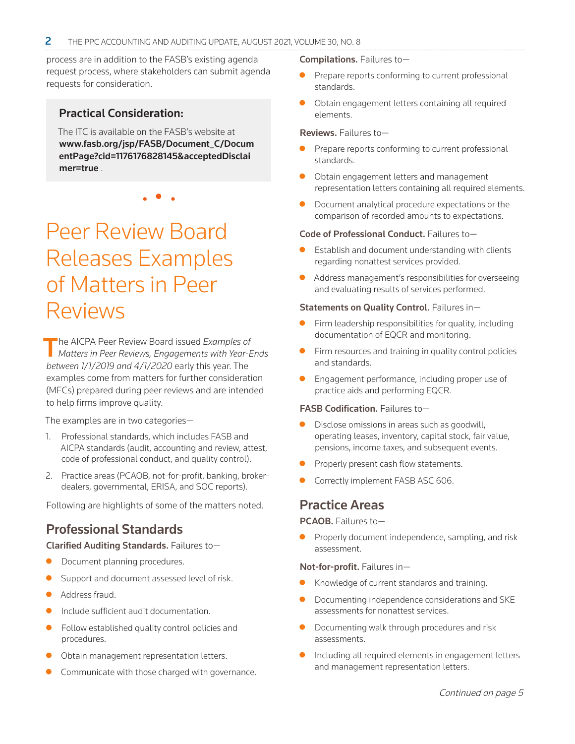process are in addition to the FASB's existing agenda request process, where stakeholders can submit agenda requests for consideration.

**Practical Consideration:**

The ITC is available on the FASB's website at **www.fasb.org/jsp/FASB/Document_C/DocumentPage?cid=1176176828145&acceptedDisclaimer=true** .

• • •

# Peer Review Board Releases Examples of Matters in Peer Reviews

The AICPA Peer Review Board issued *Examples of Matters in Peer Reviews, Engagements with Year-Ends between 1/1/2019 and 4/1/2020* early this year. The examples come from matters for further consideration (MFCs) prepared during peer reviews and are intended to help firms improve quality.

The examples are in two categories—

1. Professional standards, which includes FASB and AICPA standards (audit, accounting and review, attest, code of professional conduct, and quality control).
2. Practice areas (PCAOB, not-for-profit, banking, broker-dealers, governmental, ERISA, and SOC reports).

Following are highlights of some of the matters noted.

## Professional Standards

**Clarified Auditing Standards.** Failures to—

- Document planning procedures.
- Support and document assessed level of risk.
- Address fraud.
- Include sufficient audit documentation.
- Follow established quality control policies and procedures.
- Obtain management representation letters.
- Communicate with those charged with governance.

**Compilations.** Failures to—

- Prepare reports conforming to current professional standards.
- Obtain engagement letters containing all required elements.

**Reviews.** Failures to—

- Prepare reports conforming to current professional standards.
- Obtain engagement letters and management representation letters containing all required elements.
- Document analytical procedure expectations or the comparison of recorded amounts to expectations.

**Code of Professional Conduct.** Failures to—

- Establish and document understanding with clients regarding nonattest services provided.
- Address management's responsibilities for overseeing and evaluating results of services performed.

**Statements on Quality Control.** Failures in—

- Firm leadership responsibilities for quality, including documentation of EQCR and monitoring.
- Firm resources and training in quality control policies and standards.
- Engagement performance, including proper use of practice aids and performing EQCR.

**FASB Codification.** Failures to—

- Disclose omissions in areas such as goodwill, operating leases, inventory, capital stock, fair value, pensions, income taxes, and subsequent events.
- Properly present cash flow statements.
- Correctly implement FASB ASC 606.

## Practice Areas

**PCAOB.** Failures to—

- Properly document independence, sampling, and risk assessment.

**Not-for-profit.** Failures in—

- Knowledge of current standards and training.
- Documenting independence considerations and SKE assessments for nonattest services.
- Documenting walk through procedures and risk assessments.
- Including all required elements in engagement letters and management representation letters.

*Continued on page 5*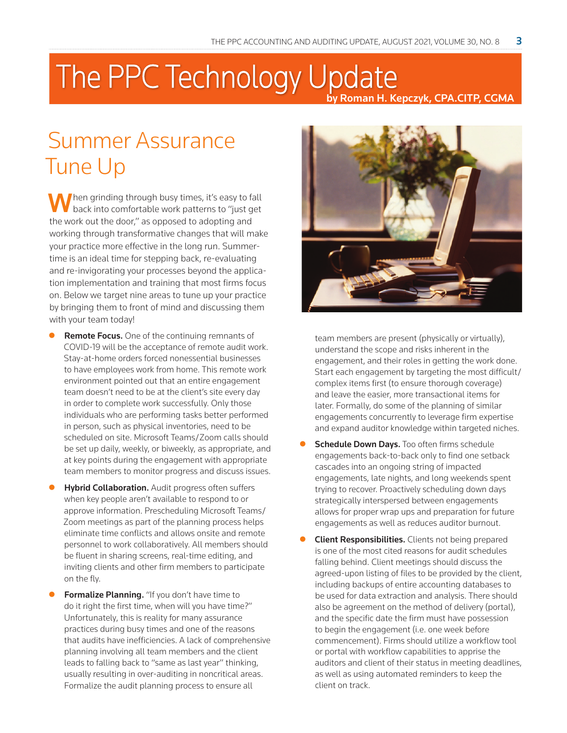# The PPC Technology Update

**by Roman H. Kepczyk, CPA.CITP, CGMA**

## Summer Assurance Tune Up

When grinding through busy times, it's easy to fall back into comfortable work patterns to "just get the work out the door," as opposed to adopting and working through transformative changes that will make your practice more effective in the long run. Summer-time is an ideal time for stepping back, re-evaluating and re-invigorating your processes beyond the application implementation and training that most firms focus on. Below we target nine areas to tune up your practice by bringing them to front of mind and discussing them with your team today!

- **Remote Focus.** One of the continuing remnants of COVID-19 will be the acceptance of remote audit work. Stay-at-home orders forced nonessential businesses to have employees work from home. This remote work environment pointed out that an entire engagement team doesn't need to be at the client's site every day in order to complete work successfully. Only those individuals who are performing tasks better performed in person, such as physical inventories, need to be scheduled on site. Microsoft Teams/Zoom calls should be set up daily, weekly, or biweekly, as appropriate, and at key points during the engagement with appropriate team members to monitor progress and discuss issues.

- **Hybrid Collaboration.** Audit progress often suffers when key people aren't available to respond to or approve information. Prescheduling Microsoft Teams/Zoom meetings as part of the planning process helps eliminate time conflicts and allows onsite and remote personnel to work collaboratively. All members should be fluent in sharing screens, real-time editing, and inviting clients and other firm members to participate on the fly.

- **Formalize Planning.** "If you don't have time to do it right the first time, when will you have time?" Unfortunately, this is reality for many assurance practices during busy times and one of the reasons that audits have inefficiencies. A lack of comprehensive planning involving all team members and the client leads to falling back to "same as last year" thinking, usually resulting in over-auditing in noncritical areas. Formalize the audit planning process to ensure all team members are present (physically or virtually), understand the scope and risks inherent in the engagement, and their roles in getting the work done. Start each engagement by targeting the most difficult/complex items first (to ensure thorough coverage) and leave the easier, more transactional items for later. Formally, do some of the planning of similar engagements concurrently to leverage firm expertise and expand auditor knowledge within targeted niches.

- **Schedule Down Days.** Too often firms schedule engagements back-to-back only to find one setback cascades into an ongoing string of impacted engagements, late nights, and long weekends spent trying to recover. Proactively scheduling down days strategically interspersed between engagements allows for proper wrap ups and preparation for future engagements as well as reduces auditor burnout.

- **Client Responsibilities.** Clients not being prepared is one of the most cited reasons for audit schedules falling behind. Client meetings should discuss the agreed-upon listing of files to be provided by the client, including backups of entire accounting databases to be used for data extraction and analysis. There should also be agreement on the method of delivery (portal), and the specific date the firm must have possession to begin the engagement (i.e. one week before commencement). Firms should utilize a workflow tool or portal with workflow capabilities to apprise the auditors and client of their status in meeting deadlines, as well as using automated reminders to keep the client on track.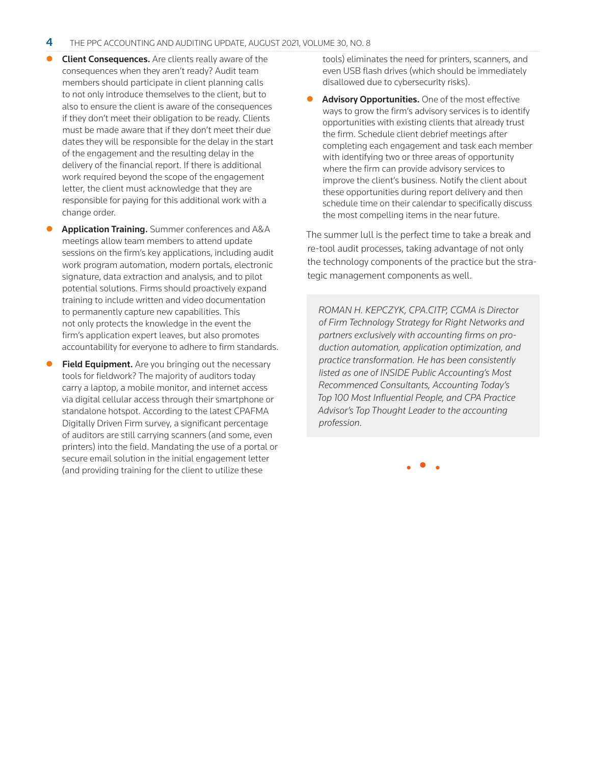- **Client Consequences.** Are clients really aware of the consequences when they aren't ready? Audit team members should participate in client planning calls to not only introduce themselves to the client, but to also to ensure the client is aware of the consequences if they don't meet their obligation to be ready. Clients must be made aware that if they don't meet their due dates they will be responsible for the delay in the start of the engagement and the resulting delay in the delivery of the financial report. If there is additional work required beyond the scope of the engagement letter, the client must acknowledge that they are responsible for paying for this additional work with a change order.
- **Application Training.** Summer conferences and A&A meetings allow team members to attend update sessions on the firm's key applications, including audit work program automation, modern portals, electronic signature, data extraction and analysis, and to pilot potential solutions. Firms should proactively expand training to include written and video documentation to permanently capture new capabilities. This not only protects the knowledge in the event the firm's application expert leaves, but also promotes accountability for everyone to adhere to firm standards.
- **Field Equipment.** Are you bringing out the necessary tools for fieldwork? The majority of auditors today carry a laptop, a mobile monitor, and internet access via digital cellular access through their smartphone or standalone hotspot. According to the latest CPAFMA Digitally Driven Firm survey, a significant percentage of auditors are still carrying scanners (and some, even printers) into the field. Mandating the use of a portal or secure email solution in the initial engagement letter (and providing training for the client to utilize these tools) eliminates the need for printers, scanners, and even USB flash drives (which should be immediately disallowed due to cybersecurity risks).
- **Advisory Opportunities.** One of the most effective ways to grow the firm's advisory services is to identify opportunities with existing clients that already trust the firm. Schedule client debrief meetings after completing each engagement and task each member with identifying two or three areas of opportunity where the firm can provide advisory services to improve the client's business. Notify the client about these opportunities during report delivery and then schedule time on their calendar to specifically discuss the most compelling items in the near future.

The summer lull is the perfect time to take a break and re-tool audit processes, taking advantage of not only the technology components of the practice but the strategic management components as well.

*ROMAN H. KEPCZYK, CPA.CITP, CGMA is Director of Firm Technology Strategy for Right Networks and partners exclusively with accounting firms on production automation, application optimization, and practice transformation. He has been consistently listed as one of INSIDE Public Accounting's Most Recommenced Consultants, Accounting Today's Top 100 Most Influential People, and CPA Practice Advisor's Top Thought Leader to the accounting profession.*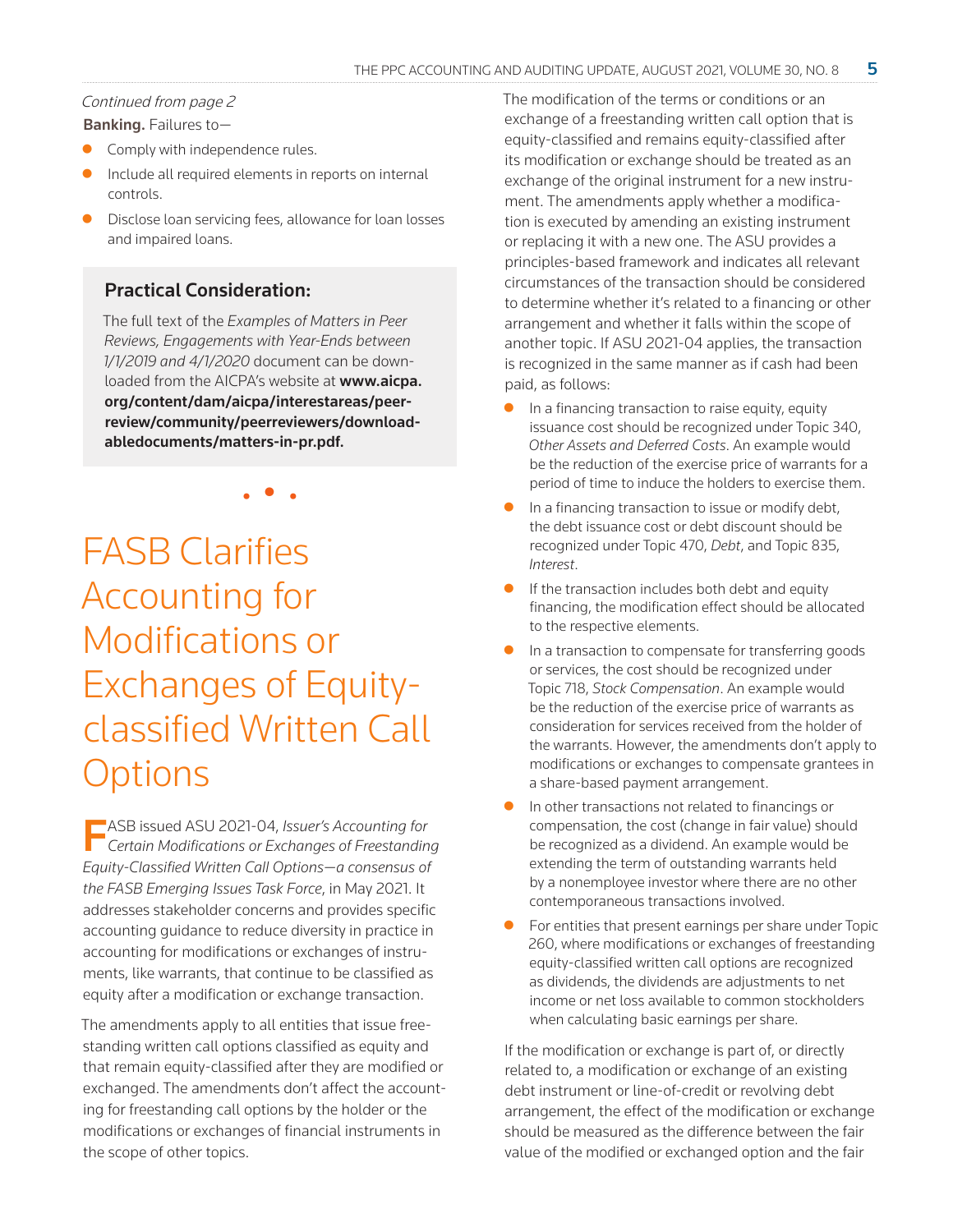*Continued from page 2*

**Banking.** Failures to—

- Comply with independence rules.
- Include all required elements in reports on internal controls.
- Disclose loan servicing fees, allowance for loan losses and impaired loans.

### Practical Consideration:

The full text of the *Examples of Matters in Peer Reviews, Engagements with Year-Ends between 1/1/2019 and 4/1/2020* document can be downloaded from the AICPA's website at **www.aicpa.org/content/dam/aicpa/interestareas/peerreview/community/peerreviewers/downloadabledocuments/matters-in-pr.pdf.**

# FASB Clarifies Accounting for Modifications or Exchanges of Equity-classified Written Call Options

FASB issued ASU 2021-04, *Issuer's Accounting for Certain Modifications or Exchanges of Freestanding Equity-Classified Written Call Options—a consensus of the FASB Emerging Issues Task Force*, in May 2021. It addresses stakeholder concerns and provides specific accounting guidance to reduce diversity in practice in accounting for modifications or exchanges of instruments, like warrants, that continue to be classified as equity after a modification or exchange transaction.

The amendments apply to all entities that issue freestanding written call options classified as equity and that remain equity-classified after they are modified or exchanged. The amendments don't affect the accounting for freestanding call options by the holder or the modifications or exchanges of financial instruments in the scope of other topics.

The modification of the terms or conditions or an exchange of a freestanding written call option that is equity-classified and remains equity-classified after its modification or exchange should be treated as an exchange of the original instrument for a new instrument. The amendments apply whether a modification is executed by amending an existing instrument or replacing it with a new one. The ASU provides a principles-based framework and indicates all relevant circumstances of the transaction should be considered to determine whether it's related to a financing or other arrangement and whether it falls within the scope of another topic. If ASU 2021-04 applies, the transaction is recognized in the same manner as if cash had been paid, as follows:

- In a financing transaction to raise equity, equity issuance cost should be recognized under Topic 340, *Other Assets and Deferred Costs*. An example would be the reduction of the exercise price of warrants for a period of time to induce the holders to exercise them.
- In a financing transaction to issue or modify debt, the debt issuance cost or debt discount should be recognized under Topic 470, *Debt*, and Topic 835, *Interest*.
- If the transaction includes both debt and equity financing, the modification effect should be allocated to the respective elements.
- In a transaction to compensate for transferring goods or services, the cost should be recognized under Topic 718, *Stock Compensation*. An example would be the reduction of the exercise price of warrants as consideration for services received from the holder of the warrants. However, the amendments don't apply to modifications or exchanges to compensate grantees in a share-based payment arrangement.
- In other transactions not related to financings or compensation, the cost (change in fair value) should be recognized as a dividend. An example would be extending the term of outstanding warrants held by a nonemployee investor where there are no other contemporaneous transactions involved.
- For entities that present earnings per share under Topic 260, where modifications or exchanges of freestanding equity-classified written call options are recognized as dividends, the dividends are adjustments to net income or net loss available to common stockholders when calculating basic earnings per share.

If the modification or exchange is part of, or directly related to, a modification or exchange of an existing debt instrument or line-of-credit or revolving debt arrangement, the effect of the modification or exchange should be measured as the difference between the fair value of the modified or exchanged option and the fair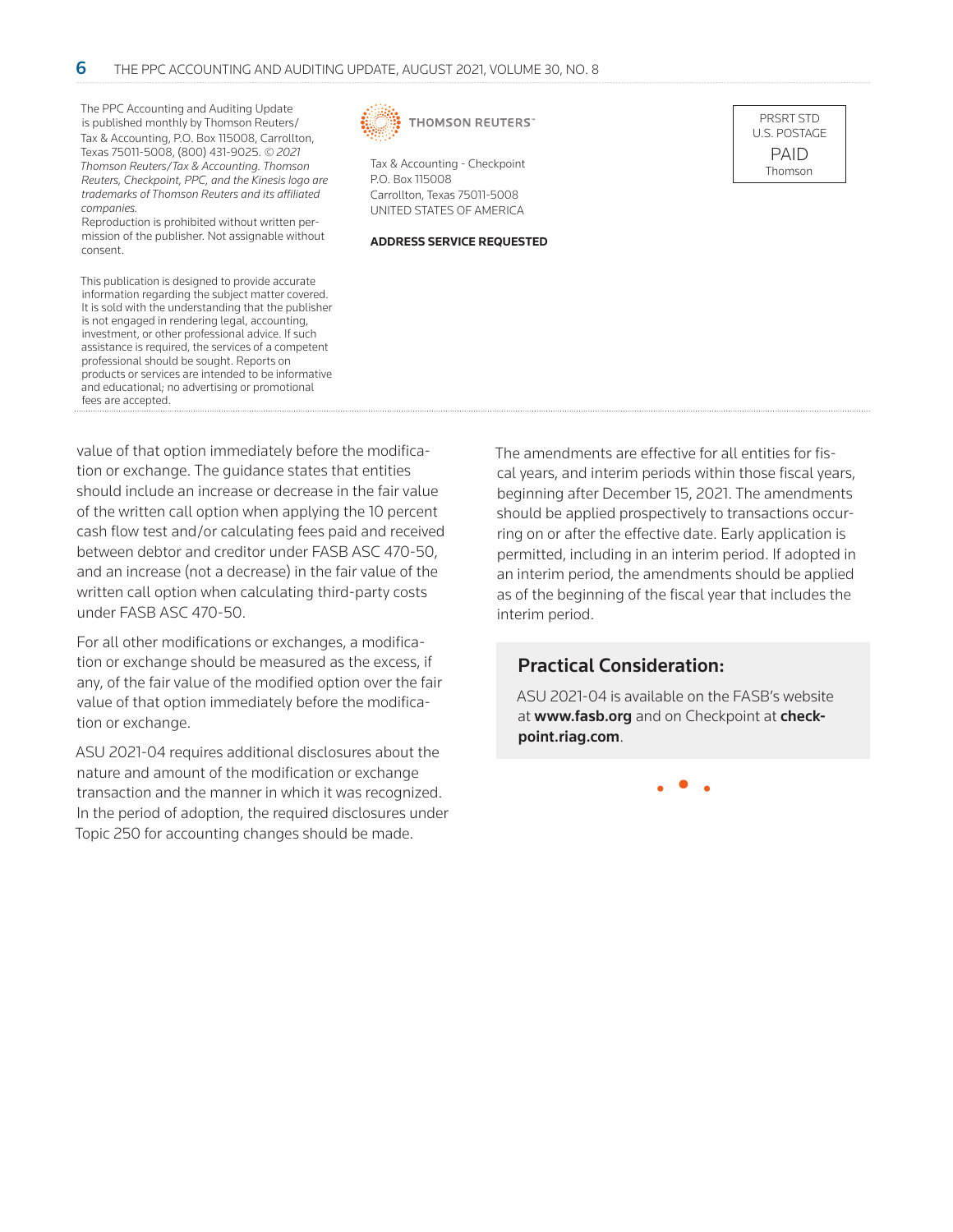The PPC Accounting and Auditing Update is published monthly by Thomson Reuters/Tax & Accounting, P.O. Box 115008, Carrollton, Texas 75011-5008, (800) 431-9025. *© 2021 Thomson Reuters/Tax & Accounting. Thomson Reuters, Checkpoint, PPC, and the Kinesis logo are trademarks of Thomson Reuters and its affiliated companies.*
Reproduction is prohibited without written permission of the publisher. Not assignable without consent.

This publication is designed to provide accurate information regarding the subject matter covered. It is sold with the understanding that the publisher is not engaged in rendering legal, accounting, investment, or other professional advice. If such assistance is required, the services of a competent professional should be sought. Reports on products or services are intended to be informative and educational; no advertising or promotional fees are accepted.

THOMSON REUTERS

Tax & Accounting - Checkpoint
P.O. Box 115008
Carrollton, Texas 75011-5008
UNITED STATES OF AMERICA

**ADDRESS SERVICE REQUESTED**

PRSRT STD
U.S. POSTAGE
PAID
Thomson

value of that option immediately before the modification or exchange. The guidance states that entities should include an increase or decrease in the fair value of the written call option when applying the 10 percent cash flow test and/or calculating fees paid and received between debtor and creditor under FASB ASC 470-50, and an increase (not a decrease) in the fair value of the written call option when calculating third-party costs under FASB ASC 470-50.

For all other modifications or exchanges, a modification or exchange should be measured as the excess, if any, of the fair value of the modified option over the fair value of that option immediately before the modification or exchange.

ASU 2021-04 requires additional disclosures about the nature and amount of the modification or exchange transaction and the manner in which it was recognized. In the period of adoption, the required disclosures under Topic 250 for accounting changes should be made.

The amendments are effective for all entities for fiscal years, and interim periods within those fiscal years, beginning after December 15, 2021. The amendments should be applied prospectively to transactions occurring on or after the effective date. Early application is permitted, including in an interim period. If adopted in an interim period, the amendments should be applied as of the beginning of the fiscal year that includes the interim period.

## Practical Consideration:

ASU 2021-04 is available on the FASB's website at **www.fasb.org** and on Checkpoint at **checkpoint.riag.com**.